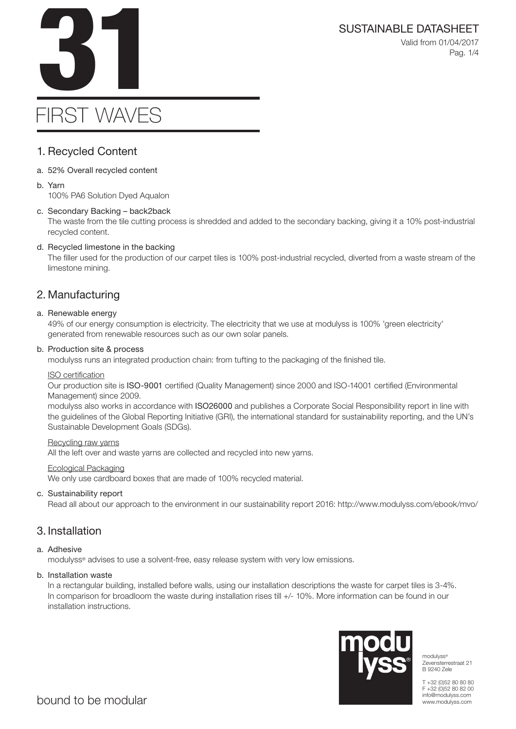# 31

# FIRST WAVES

SUSTAINABLE DATASHEET

Valid from 01/04/2017

## 1. Recycled Content

a. 52% Overall recycled content

b. Yarn
   100% PA6 Solution Dyed Aqualon

c. Secondary Backing – back2back
   The waste from the tile cutting process is shredded and added to the secondary backing, giving it a 10% post-industrial recycled content.

d. Recycled limestone in the backing
   The filler used for the production of our carpet tiles is 100% post-industrial recycled, diverted from a waste stream of the limestone mining.

## 2. Manufacturing

a. Renewable energy
   49% of our energy consumption is electricity. The electricity that we use at modulyss is 100% 'green electricity' generated from renewable resources such as our own solar panels.

b. Production site & process
   modulyss runs an integrated production chain: from tufting to the packaging of the finished tile.

   ISO certification
   Our production site is **ISO-9001** certified (Quality Management) since 2000 and ISO-14001 certified (Environmental Management) since 2009.
   modulyss also works in accordance with **ISO26000** and publishes a Corporate Social Responsibility report in line with the guidelines of the Global Reporting Initiative (GRI), the international standard for sustainability reporting, and the UN's Sustainable Development Goals (SDGs).

   Recycling raw yarns
   All the left over and waste yarns are collected and recycled into new yarns.

   Ecological Packaging
   We only use cardboard boxes that are made of 100% recycled material.

c. Sustainability report
   Read all about our approach to the environment in our sustainability report 2016: http://www.modulyss.com/ebook/mvo/

## 3. Installation

a. Adhesive
   modulyss® advises to use a solvent-free, easy release system with very low emissions.

b. Installation waste
   In a rectangular building, installed before walls, using our installation descriptions the waste for carpet tiles is 3-4%. In comparison for broadloom the waste during installation rises till +/- 10%. More information can be found in our installation instructions.

bound to be modular

modulyss®
Zevensterrestraat 21
B 9240 Zele

T +32 (0)52 80 80 80
F +32 (0)52 80 82 00
info@modulyss.com
www.modulyss.com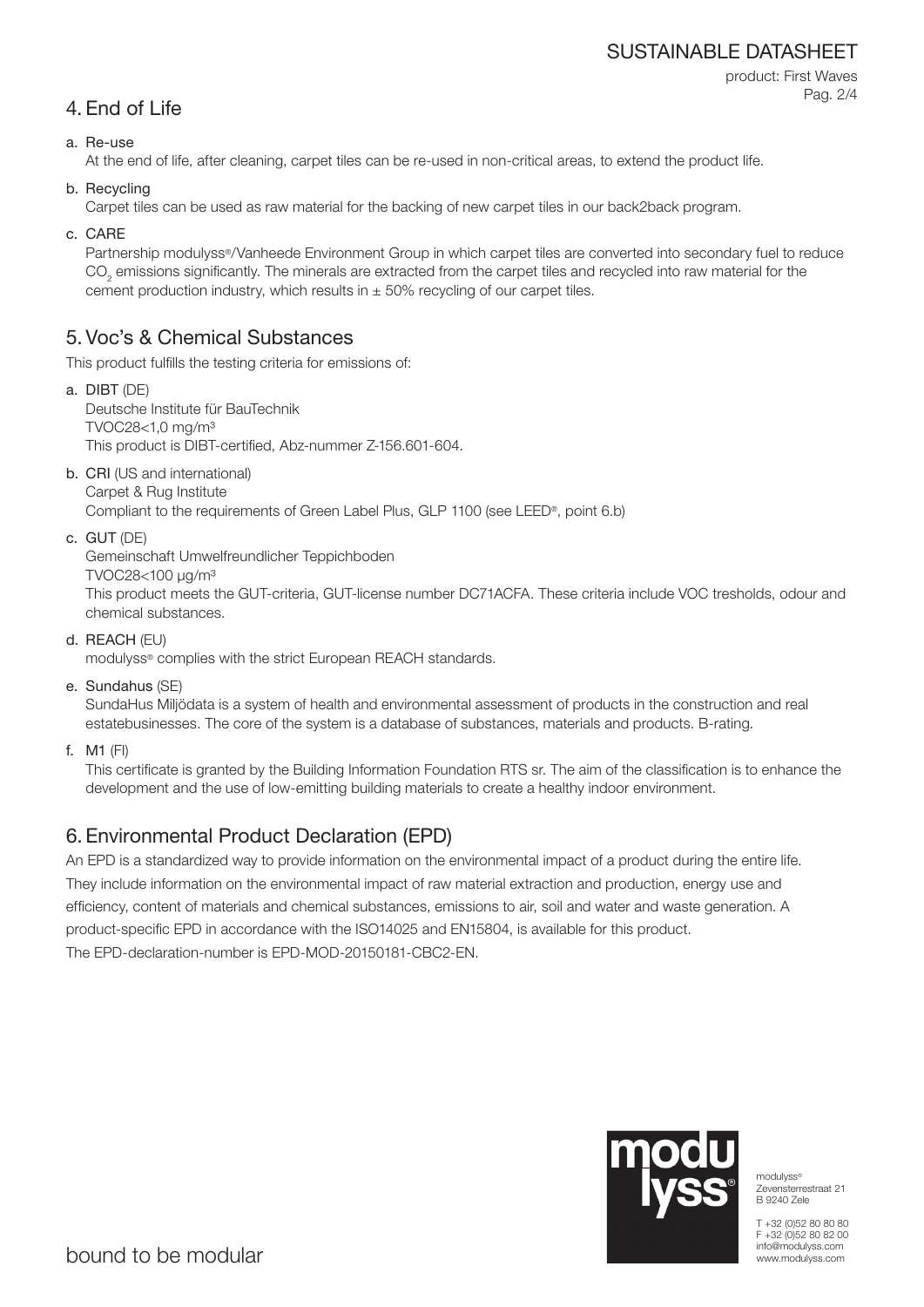## 4. End of Life

a. Re-use
   At the end of life, after cleaning, carpet tiles can be re-used in non-critical areas, to extend the product life.

b. Recycling
   Carpet tiles can be used as raw material for the backing of new carpet tiles in our back2back program.

c. CARE
   Partnership modulyss®/Vanheede Environment Group in which carpet tiles are converted into secondary fuel to reduce $CO_2$ emissions significantly. The minerals are extracted from the carpet tiles and recycled into raw material for the cement production industry, which results in ± 50% recycling of our carpet tiles.

## 5. Voc's & Chemical Substances

This product fulfills the testing criteria for emissions of:

a. **DIBT** (DE)
   Deutsche Institute für BauTechnik
   TVOC28<1,0 mg/m³
   This product is DIBT-certified, Abz-nummer Z-156.601-604.

b. **CRI** (US and international)
   Carpet & Rug Institute
   Compliant to the requirements of Green Label Plus, GLP 1100 (see LEED®, point 6.b)

c. **GUT** (DE)
   Gemeinschaft Umwelfreundlicher Teppichboden
   TVOC28<100 µg/m³
   This product meets the GUT-criteria, GUT-license number DC71ACFA. These criteria include VOC tresholds, odour and chemical substances.

d. **REACH** (EU)
   modulyss® complies with the strict European REACH standards.

e. **Sundahus** (SE)
   SundaHus Miljödata is a system of health and environmental assessment of products in the construction and real estatebusinesses. The core of the system is a database of substances, materials and products. B-rating.

f. **M1** (FI)
   This certificate is granted by the Building Information Foundation RTS sr. The aim of the classification is to enhance the development and the use of low-emitting building materials to create a healthy indoor environment.

## 6. Environmental Product Declaration (EPD)

An EPD is a standardized way to provide information on the environmental impact of a product during the entire life. They include information on the environmental impact of raw material extraction and production, energy use and efficiency, content of materials and chemical substances, emissions to air, soil and water and waste generation. A product-specific EPD in accordance with the ISO14025 and EN15804, is available for this product.
The EPD-declaration-number is EPD-MOD-20150181-CBC2-EN.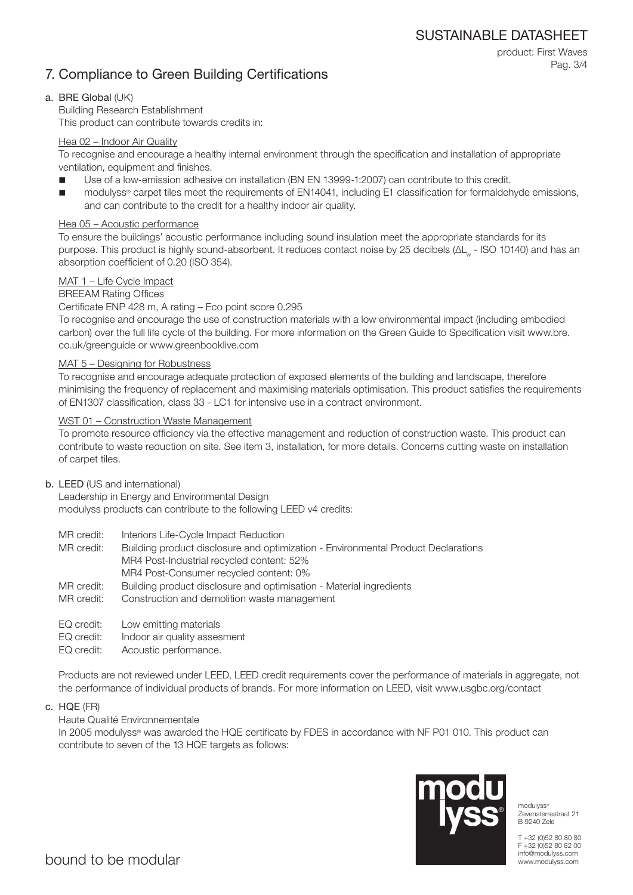## 7. Compliance to Green Building Certifications

### a. BRE Global (UK)

Building Research Establishment
This product can contribute towards credits in:

Hea 02 – Indoor Air Quality

To recognise and encourage a healthy internal environment through the specification and installation of appropriate ventilation, equipment and finishes.

- Use of a low-emission adhesive on installation (BN EN 13999-1:2007) can contribute to this credit.
- modulyss® carpet tiles meet the requirements of EN14041, including E1 classification for formaldehyde emissions, and can contribute to the credit for a healthy indoor air quality.

Hea 05 – Acoustic performance

To ensure the buildings' acoustic performance including sound insulation meet the appropriate standards for its purpose. This product is highly sound-absorbent. It reduces contact noise by 25 decibels ($\Delta L_w$ - ISO 10140) and has an absorption coefficient of 0.20 (ISO 354).

MAT 1 – Life Cycle Impact

BREEAM Rating Offices

Certificate ENP 428 m, A rating – Eco point score 0.295

To recognise and encourage the use of construction materials with a low environmental impact (including embodied carbon) over the full life cycle of the building. For more information on the Green Guide to Specification visit www.bre.co.uk/greenguide or www.greenbooklive.com

MAT 5 – Designing for Robustness

To recognise and encourage adequate protection of exposed elements of the building and landscape, therefore minimising the frequency of replacement and maximising materials optimisation. This product satisfies the requirements of EN1307 classification, class 33 - LC1 for intensive use in a contract environment.

WST 01 – Construction Waste Management

To promote resource efficiency via the effective management and reduction of construction waste. This product can contribute to waste reduction on site. See item 3, installation, for more details. Concerns cutting waste on installation of carpet tiles.

### b. LEED (US and international)

Leadership in Energy and Environmental Design
modulyss products can contribute to the following LEED v4 credits:

MR credit: Interiors Life-Cycle Impact Reduction
MR credit: Building product disclosure and optimization - Environmental Product Declarations
MR4 Post-Industrial recycled content: 52%
MR4 Post-Consumer recycled content: 0%
MR credit: Building product disclosure and optimisation - Material ingredients
MR credit: Construction and demolition waste management

EQ credit: Low emitting materials
EQ credit: Indoor air quality assesment
EQ credit: Acoustic performance.

Products are not reviewed under LEED, LEED credit requirements cover the performance of materials in aggregate, not the performance of individual products of brands. For more information on LEED, visit www.usgbc.org/contact

### c. HQE (FR)

Haute Qualité Environnementale
In 2005 modulyss® was awarded the HQE certificate by FDES in accordance with NF P01 010. This product can contribute to seven of the 13 HQE targets as follows:

modulyss®
Zevensterrestraat 21
B 9240 Zele

T +32 (0)52 80 80 80
F +32 (0)52 80 82 00
info@modulyss.com
www.modulyss.com

bound to be modular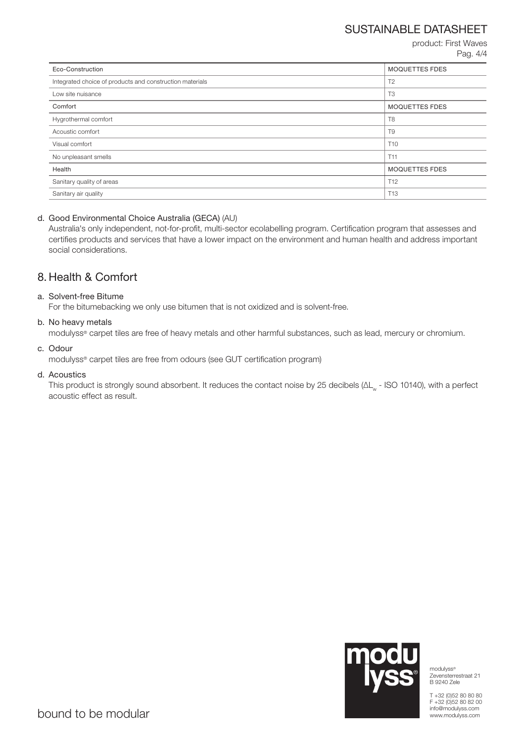| Eco-Construction | MOQUETTES FDES |
|---|---|
| Integrated choice of products and construction materials | T2 |
| Low site nuisance | T3 |
| **Comfort** | **MOQUETTES FDES** |
| Hygrothermal comfort | T8 |
| Acoustic comfort | T9 |
| Visual comfort | T10 |
| No unpleasant smells | T11 |
| **Health** | **MOQUETTES FDES** |
| Sanitary quality of areas | T12 |
| Sanitary air quality | T13 |

d. Good Environmental Choice Australia (GECA) (AU)
Australia's only independent, not-for-profit, multi-sector ecolabelling program. Certification program that assesses and certifies products and services that have a lower impact on the environment and human health and address important social considerations.

## 8. Health & Comfort

a. Solvent-free Bitume
For the bitumebacking we only use bitumen that is not oxidized and is solvent-free.

b. No heavy metals
modulyss® carpet tiles are free of heavy metals and other harmful substances, such as lead, mercury or chromium.

c. Odour
modulyss® carpet tiles are free from odours (see GUT certification program)

d. Acoustics
This product is strongly sound absorbent. It reduces the contact noise by 25 decibels ($\Delta L_w$ - ISO 10140), with a perfect acoustic effect as result.

bound to be modular

modulyss®
Zevensterrestraat 21
B 9240 Zele

T +32 (0)52 80 80 80
F +32 (0)52 80 82 00
info@modulyss.com
www.modulyss.com